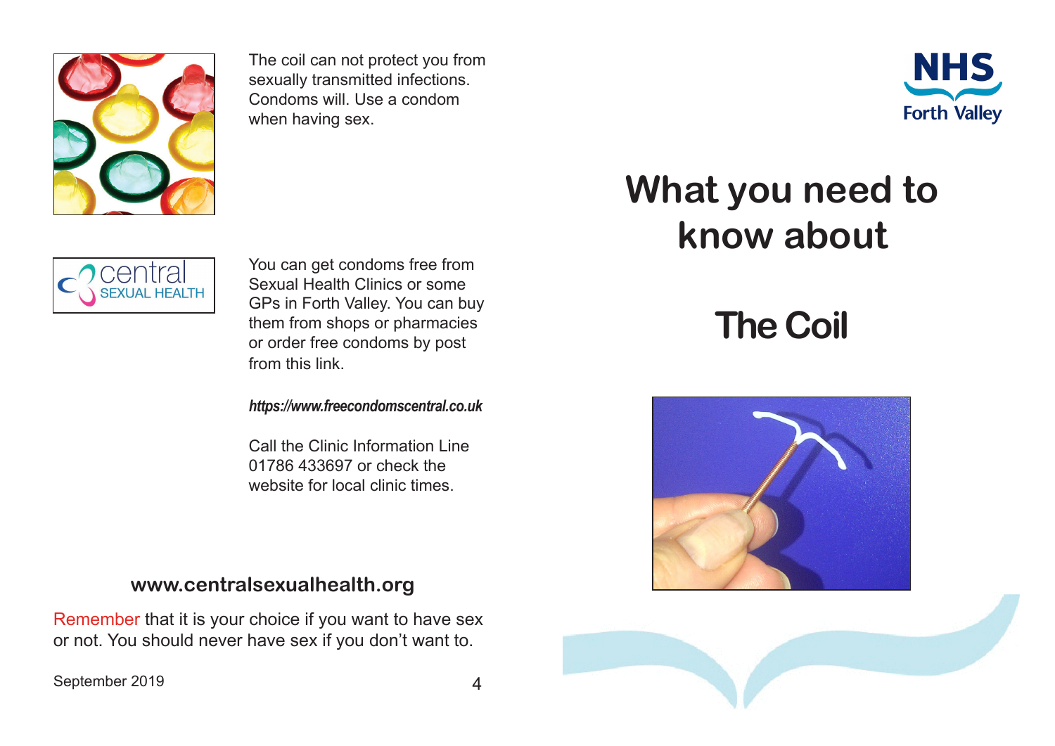The coil can not protect you from sexually transmitted infections. Condoms will. Use a condom when having sex.

central SEXUAL HEALTH

You can get condoms free from Sexual Health Clinics or some GPs in Forth Valley. You can buy them from shops or pharmacies or order free condoms by post from this link.

*https://www.freecondomscentral.co.uk*

Call the Clinic Information Line 01786 433697 or check the website for local clinic times.

**www.centralsexualhealth.org**

Remember that it is your choice if you want to have sex or not. You should never have sex if you don't want to.

September 2019

NHS Forth Valley

# What you need to know about

# The Coil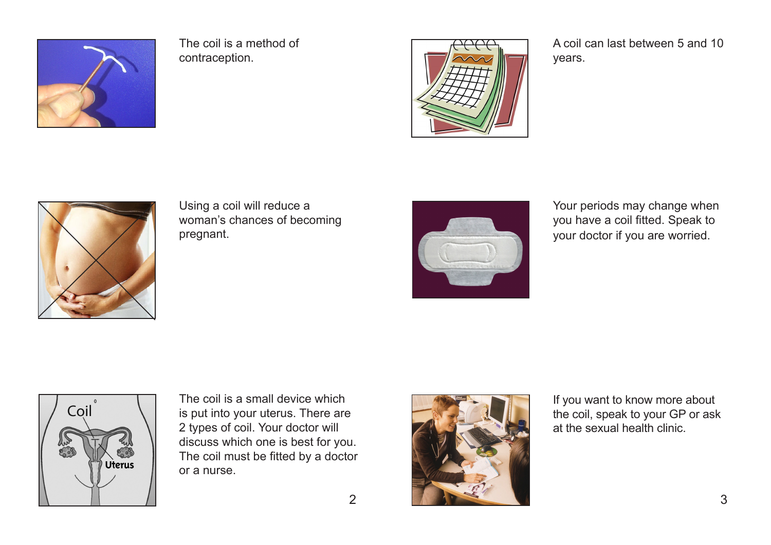The coil is a method of contraception.

Using a coil will reduce a woman's chances of becoming pregnant.

The coil is a small device which is put into your uterus. There are 2 types of coil. Your doctor will discuss which one is best for you. The coil must be fitted by a doctor or a nurse.

A coil can last between 5 and 10 years.

Your periods may change when you have a coil fitted. Speak to your doctor if you are worried.

If you want to know more about the coil, speak to your GP or ask at the sexual health clinic.